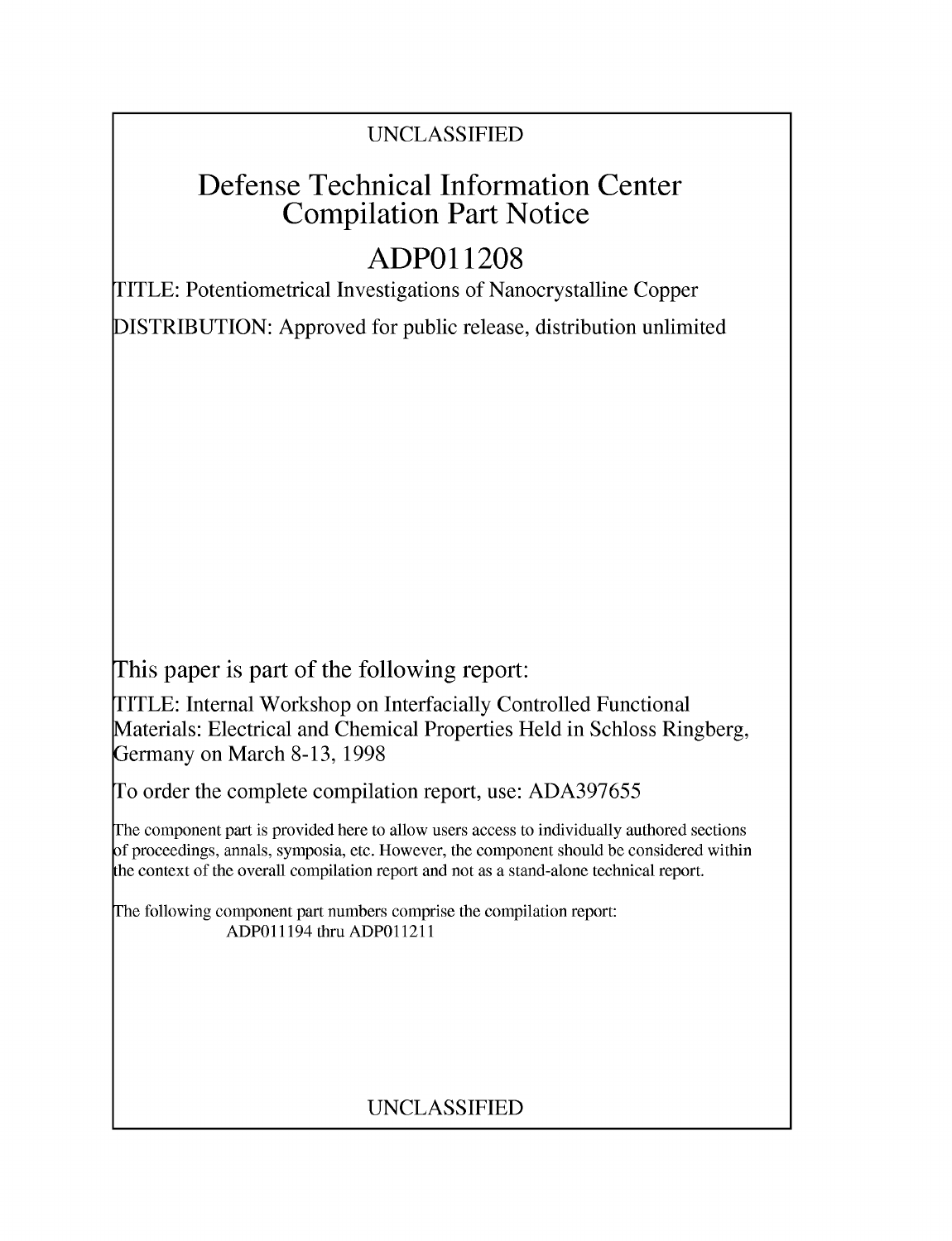UNCLASSIFIED

# Defense Technical Information Center Compilation Part Notice

# ADP011208

TITLE: Potentiometrical Investigations of Nanocrystalline Copper

DISTRIBUTION: Approved for public release, distribution unlimited

This paper is part of the following report:

TITLE: Internal Workshop on Interfacially Controlled Functional Materials: Electrical and Chemical Properties Held in Schloss Ringberg, Germany on March 8-13, 1998

To order the complete compilation report, use: ADA397655

The component part is provided here to allow users access to individually authored sections of proceedings, annals, symposia, etc. However, the component should be considered within the context of the overall compilation report and not as a stand-alone technical report.

The following component part numbers comprise the compilation report:
ADP011194 thru ADP011211

UNCLASSIFIED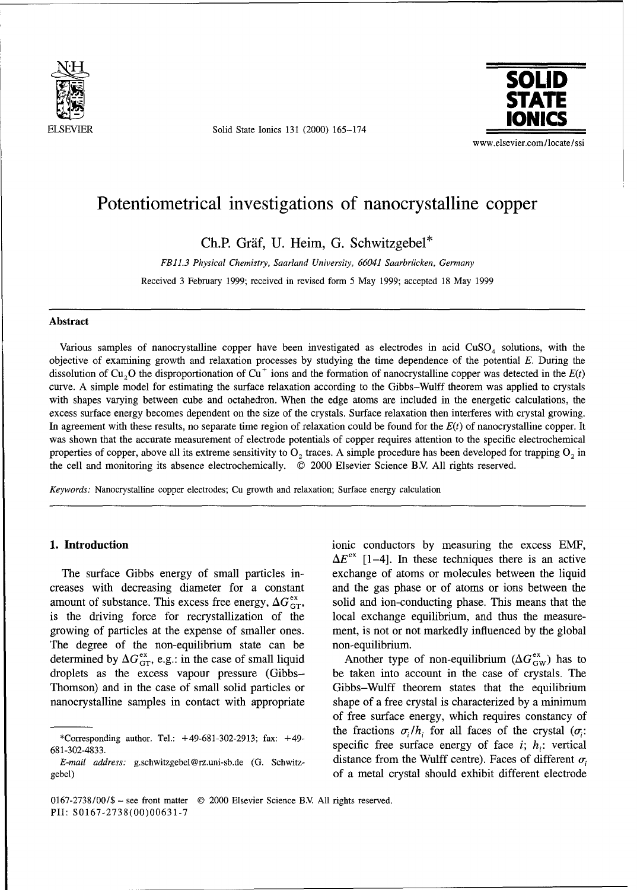# Potentiometrical investigations of nanocrystalline copper

Ch.P. Gräf, U. Heim, G. Schwitzgebel*

*FB11.3 Physical Chemistry, Saarland University, 66041 Saarbrücken, Germany*

Received 3 February 1999; received in revised form 5 May 1999; accepted 18 May 1999

## Abstract

Various samples of nanocrystalline copper have been investigated as electrodes in acid $CuSO_4$ solutions, with the objective of examining growth and relaxation processes by studying the time dependence of the potential $E$. During the dissolution of $Cu_2O$ the disproportionation of $Cu^+$ ions and the formation of nanocrystalline copper was detected in the $E(t)$ curve. A simple model for estimating the surface relaxation according to the Gibbs–Wulff theorem was applied to crystals with shapes varying between cube and octahedron. When the edge atoms are included in the energetic calculations, the excess surface energy becomes dependent on the size of the crystals. Surface relaxation then interferes with crystal growing. In agreement with these results, no separate time region of relaxation could be found for the $E(t)$ of nanocrystalline copper. It was shown that the accurate measurement of electrode potentials of copper requires attention to the specific electrochemical properties of copper, above all its extreme sensitivity to $O_2$ traces. A simple procedure has been developed for trapping $O_2$ in the cell and monitoring its absence electrochemically. © 2000 Elsevier Science B.V. All rights reserved.

*Keywords:* Nanocrystalline copper electrodes; Cu growth and relaxation; Surface energy calculation

## 1. Introduction

The surface Gibbs energy of small particles increases with decreasing diameter for a constant amount of substance. This excess free energy, $\Delta G_{GT}^{ex}$, is the driving force for recrystallization of the growing of particles at the expense of smaller ones. The degree of the non-equilibrium state can be determined by $\Delta G_{GT}^{ex}$, e.g.: in the case of small liquid droplets as the excess vapour pressure (Gibbs–Thomson) and in the case of small solid particles or nanocrystalline samples in contact with appropriate ionic conductors by measuring the excess EMF, $\Delta E^{ex}$ [1–4]. In these techniques there is an active exchange of atoms or molecules between the liquid and the gas phase or of atoms or ions between the solid and ion-conducting phase. This means that the local exchange equilibrium, and thus the measurement, is not or not markedly influenced by the global non-equilibrium.

Another type of non-equilibrium ($\Delta G_{GW}^{ex}$) has to be taken into account in the case of crystals. The Gibbs–Wulff theorem states that the equilibrium shape of a free crystal is characterized by a minimum of free surface energy, which requires constancy of the fractions $\sigma_i/h_i$ for all faces of the crystal ($\sigma_i$: specific free surface energy of face $i$; $h_i$: vertical distance from the Wulff centre). Faces of different $\sigma_i$ of a metal crystal should exhibit different electrode

*Corresponding author. Tel.: +49-681-302-2913; fax: +49-681-302-4833.

*E-mail address:* g.schwitzgebel@rz.uni-sb.de (G. Schwitzgebel)

0167-2738/00/$ – see front matter © 2000 Elsevier Science B.V. All rights reserved.
PII: S0167-2738(00)00631-7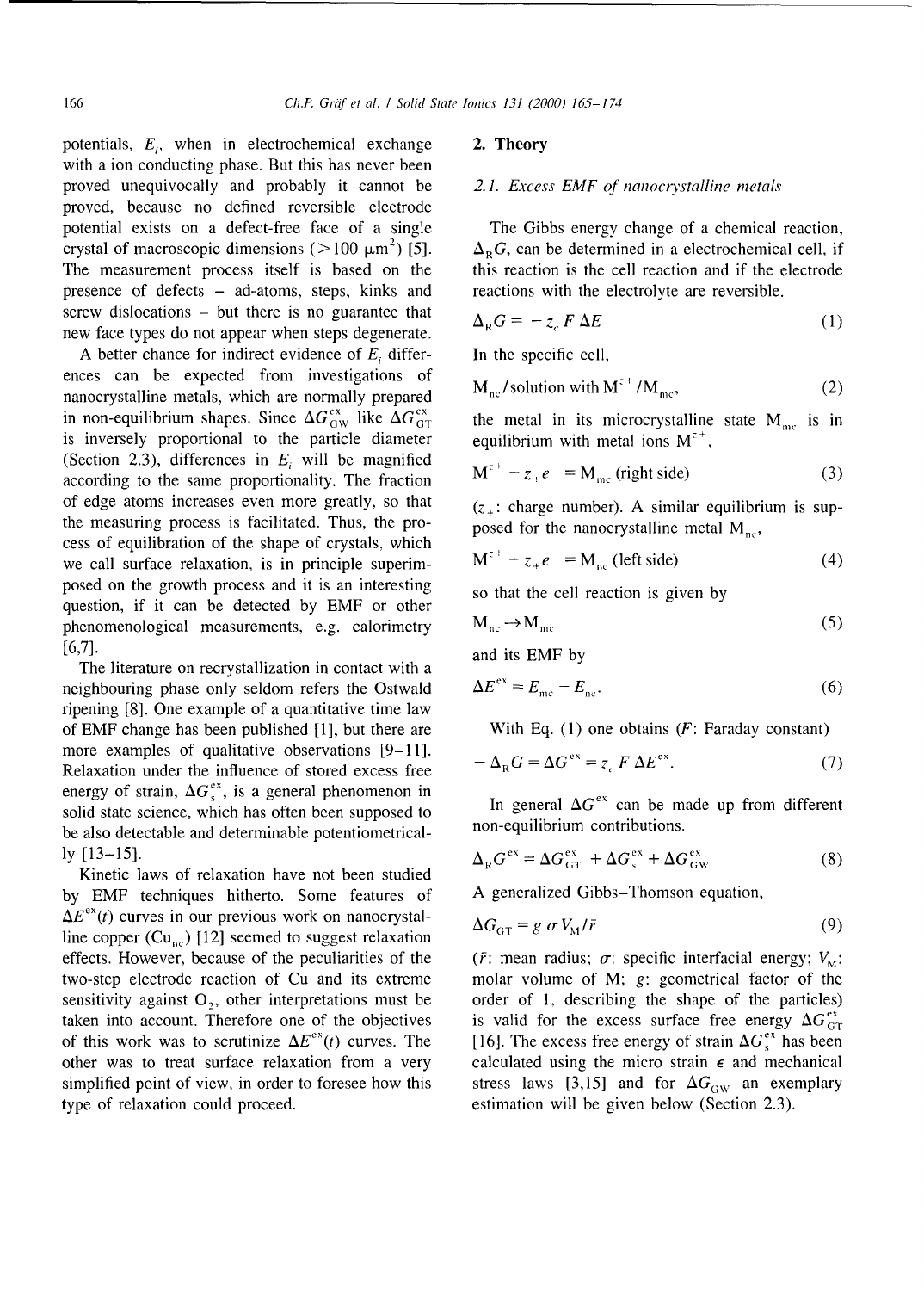potentials, $E_i$, when in electrochemical exchange with a ion conducting phase. But this has never been proved unequivocally and probably it cannot be proved, because no defined reversible electrode potential exists on a defect-free face of a single crystal of macroscopic dimensions (>100 μm²) [5]. The measurement process itself is based on the presence of defects – ad-atoms, steps, kinks and screw dislocations – but there is no guarantee that new face types do not appear when steps degenerate.

A better chance for indirect evidence of $E_i$ differences can be expected from investigations of nanocrystalline metals, which are normally prepared in non-equilibrium shapes. Since $\Delta G^{ex}_{GW}$ like $\Delta G^{ex}_{GT}$ is inversely proportional to the particle diameter (Section 2.3), differences in $E_i$ will be magnified according to the same proportionality. The fraction of edge atoms increases even more greatly, so that the measuring process is facilitated. Thus, the process of equilibration of the shape of crystals, which we call surface relaxation, is in principle superimposed on the growth process and it is an interesting question, if it can be detected by EMF or other phenomenological measurements, e.g. calorimetry [6,7].

The literature on recrystallization in contact with a neighbouring phase only seldom refers the Ostwald ripening [8]. One example of a quantitative time law of EMF change has been published [1], but there are more examples of qualitative observations [9–11]. Relaxation under the influence of stored excess free energy of strain, $\Delta G^{ex}_{s}$, is a general phenomenon in solid state science, which has often been supposed to be also detectable and determinable potentiometrically [13–15].

Kinetic laws of relaxation have not been studied by EMF techniques hitherto. Some features of $\Delta E^{ex}(t)$ curves in our previous work on nanocrystalline copper ($Cu_{nc}$) [12] seemed to suggest relaxation effects. However, because of the peculiarities of the two-step electrode reaction of Cu and its extreme sensitivity against $O_2$, other interpretations must be taken into account. Therefore one of the objectives of this work was to scrutinize $\Delta E^{ex}(t)$ curves. The other was to treat surface relaxation from a very simplified point of view, in order to foresee how this type of relaxation could proceed.

## 2. Theory

### 2.1. Excess EMF of nanocrystalline metals

The Gibbs energy change of a chemical reaction, $\Delta_R G$, can be determined in a electrochemical cell, if this reaction is the cell reaction and if the electrode reactions with the electrolyte are reversible.

$$\Delta_R G = -z_e F \Delta E \tag{1}$$

In the specific cell,

$$M_{nc}/\text{solution with } M^{z+}/M_{mc}, \tag{2}$$

the metal in its microcrystalline state $M_{mc}$ is in equilibrium with metal ions $M^{z+}$,

$$M^{z+} + z_+ e^- = M_{mc} \text{ (right side)} \tag{3}$$

($z_+$: charge number). A similar equilibrium is supposed for the nanocrystalline metal $M_{nc}$,

$$M^{z+} + z_+ e^- = M_{nc} \text{ (left side)} \tag{4}$$

so that the cell reaction is given by

$$M_{nc} \rightarrow M_{mc} \tag{5}$$

and its EMF by

$$\Delta E^{ex} = E_{mc} - E_{nc}. \tag{6}$$

With Eq. (1) one obtains ($F$: Faraday constant)

$$-\Delta_R G = \Delta G^{ex} = z_e F \Delta E^{ex}. \tag{7}$$

In general $\Delta G^{ex}$ can be made up from different non-equilibrium contributions.

$$\Delta_R G^{ex} = \Delta G^{ex}_{GT} + \Delta G^{ex}_{s} + \Delta G^{ex}_{GW} \tag{8}$$

A generalized Gibbs–Thomson equation,

$$\Delta G_{GT} = g\, \sigma V_M / \bar{r} \tag{9}$$

($\bar{r}$: mean radius; $\sigma$: specific interfacial energy; $V_M$: molar volume of M; $g$: geometrical factor of the order of 1, describing the shape of the particles) is valid for the excess surface free energy $\Delta G^{ex}_{GT}$ [16]. The excess free energy of strain $\Delta G^{ex}_{s}$ has been calculated using the micro strain $\epsilon$ and mechanical stress laws [3,15] and for $\Delta G_{GW}$ an exemplary estimation will be given below (Section 2.3).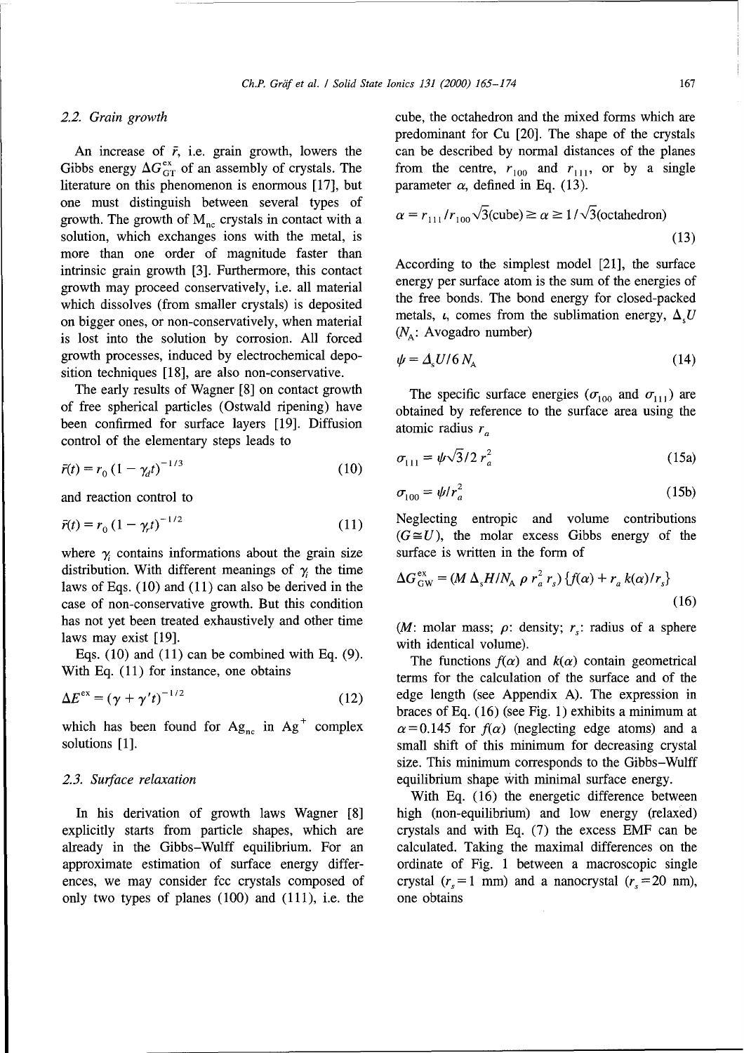## 2.2. Grain growth

An increase of $\bar{r}$, i.e. grain growth, lowers the Gibbs energy $\Delta G_{GT}^{ex}$ of an assembly of crystals. The literature on this phenomenon is enormous [17], but one must distinguish between several types of growth. The growth of $M_{nc}$ crystals in contact with a solution, which exchanges ions with the metal, is more than one order of magnitude faster than intrinsic grain growth [3]. Furthermore, this contact growth may proceed conservatively, i.e. all material which dissolves (from smaller crystals) is deposited on bigger ones, or non-conservatively, when material is lost into the solution by corrosion. All forced growth processes, induced by electrochemical deposition techniques [18], are also non-conservative.

The early results of Wagner [8] on contact growth of free spherical particles (Ostwald ripening) have been confirmed for surface layers [19]. Diffusion control of the elementary steps leads to

$$\bar{r}(t) = r_0\,(1 - \gamma_d t)^{-1/3} \tag{10}$$

and reaction control to

$$\bar{r}(t) = r_0\,(1 - \gamma_r t)^{-1/2} \tag{11}$$

where $\gamma_i$ contains informations about the grain size distribution. With different meanings of $\gamma_i$ the time laws of Eqs. (10) and (11) can also be derived in the case of non-conservative growth. But this condition has not yet been treated exhaustively and other time laws may exist [19].

Eqs. (10) and (11) can be combined with Eq. (9). With Eq. (11) for instance, one obtains

$$\Delta E^{ex} = (\gamma + \gamma' t)^{-1/2} \tag{12}$$

which has been found for $Ag_{nc}$ in $Ag^{+}$ complex solutions [1].

## 2.3. Surface relaxation

In his derivation of growth laws Wagner [8] explicitly starts from particle shapes, which are already in the Gibbs-Wulff equilibrium. For an approximate estimation of surface energy differences, we may consider fcc crystals composed of only two types of planes (100) and (111), i.e. the cube, the octahedron and the mixed forms which are predominant for Cu [20]. The shape of the crystals can be described by normal distances of the planes from the centre, $r_{100}$ and $r_{111}$, or by a single parameter $\alpha$, defined in Eq. (13).

$$\alpha = r_{111}/r_{100}\sqrt{3}(\text{cube}) \geq \alpha \geq 1/\sqrt{3}(\text{octahedron}) \tag{13}$$

According to the simplest model [21], the surface energy per surface atom is the sum of the energies of the free bonds. The bond energy for closed-packed metals, $\iota$, comes from the sublimation energy, $\Delta_s U$ ($N_A$: Avogadro number)

$$\psi = \Delta_s U / 6\, N_A \tag{14}$$

The specific surface energies ($\sigma_{100}$ and $\sigma_{111}$) are obtained by reference to the surface area using the atomic radius $r_a$

$$\sigma_{111} = \psi\sqrt{3}/2\, r_a^2 \tag{15a}$$

$$\sigma_{100} = \psi / r_a^2 \tag{15b}$$

Neglecting entropic and volume contributions ($G \cong U$), the molar excess Gibbs energy of the surface is written in the form of

$$\Delta G_{GW}^{ex} = (M\, \Delta_s H / N_A\, \rho\, r_a^2\, r_s)\{f(\alpha) + r_a\, k(\alpha)/r_s\} \tag{16}$$

($M$: molar mass; $\rho$: density; $r_s$: radius of a sphere with identical volume).

The functions $f(\alpha)$ and $k(\alpha)$ contain geometrical terms for the calculation of the surface and of the edge length (see Appendix A). The expression in braces of Eq. (16) (see Fig. 1) exhibits a minimum at $\alpha = 0.145$ for $f(\alpha)$ (neglecting edge atoms) and a small shift of this minimum for decreasing crystal size. This minimum corresponds to the Gibbs-Wulff equilibrium shape with minimal surface energy.

With Eq. (16) the energetic difference between high (non-equilibrium) and low energy (relaxed) crystals and with Eq. (7) the excess EMF can be calculated. Taking the maximal differences on the ordinate of Fig. 1 between a macroscopic single crystal ($r_s = 1$ mm) and a nanocrystal ($r_s = 20$ nm), one obtains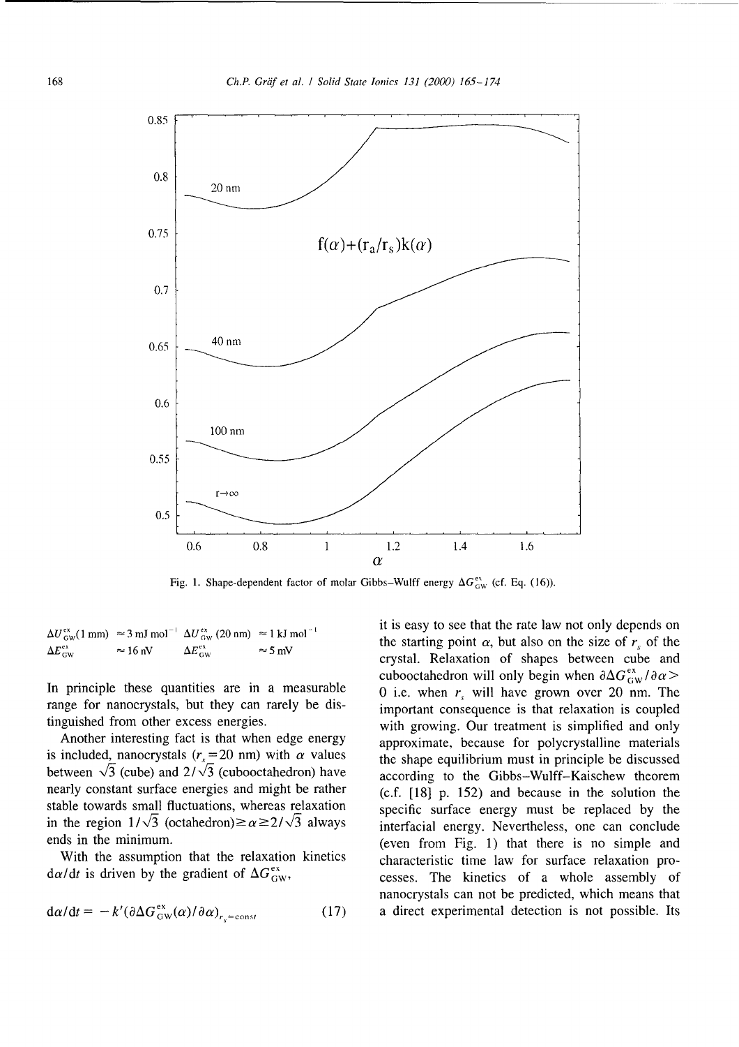Fig. 1. Shape-dependent factor of molar Gibbs–Wulff energy $\Delta G^{ex}_{GW}$ (cf. Eq. (16)).

$\Delta U^{ex}_{GW}(1\text{ mm}) \approx 3\text{ mJ mol}^{-1}$ $\Delta U^{ex}_{GW}(20\text{ nm}) \approx 1\text{ kJ mol}^{-1}$
$\Delta E^{ex}_{GW} \approx 16\text{ nV}$ $\Delta E^{ex}_{GW} \approx 5\text{ mV}$

In principle these quantities are in a measurable range for nanocrystals, but they can rarely be distinguished from other excess energies.

Another interesting fact is that when edge energy is included, nanocrystals ($r_s = 20$ nm) with $\alpha$ values between $\sqrt{3}$ (cube) and $2/\sqrt{3}$ (cubooctahedron) have nearly constant surface energies and might be rather stable towards small fluctuations, whereas relaxation in the region $1/\sqrt{3}$ (octahedron)$\geq \alpha \geq 2/\sqrt{3}$ always ends in the minimum.

With the assumption that the relaxation kinetics $d\alpha/dt$ is driven by the gradient of $\Delta G^{ex}_{GW}$,

$$d\alpha/dt = -k'(\partial \Delta G^{ex}_{GW}(\alpha)/\partial \alpha)_{r_s = \text{const}} \qquad (17)$$

it is easy to see that the rate law not only depends on the starting point $\alpha$, but also on the size of $r_s$ of the crystal. Relaxation of shapes between cube and cubooctahedron will only begin when $\partial \Delta G^{ex}_{GW}/\partial \alpha > 0$ i.e. when $r_s$ will have grown over 20 nm. The important consequence is that relaxation is coupled with growing. Our treatment is simplified and only approximate, because for polycrystalline materials the shape equilibrium must in principle be discussed according to the Gibbs–Wulff–Kaischew theorem (c.f. [18] p. 152) and because in the solution the specific surface energy must be replaced by the interfacial energy. Nevertheless, one can conclude (even from Fig. 1) that there is no simple and characteristic time law for surface relaxation processes. The kinetics of a whole assembly of nanocrystals can not be predicted, which means that a direct experimental detection is not possible. Its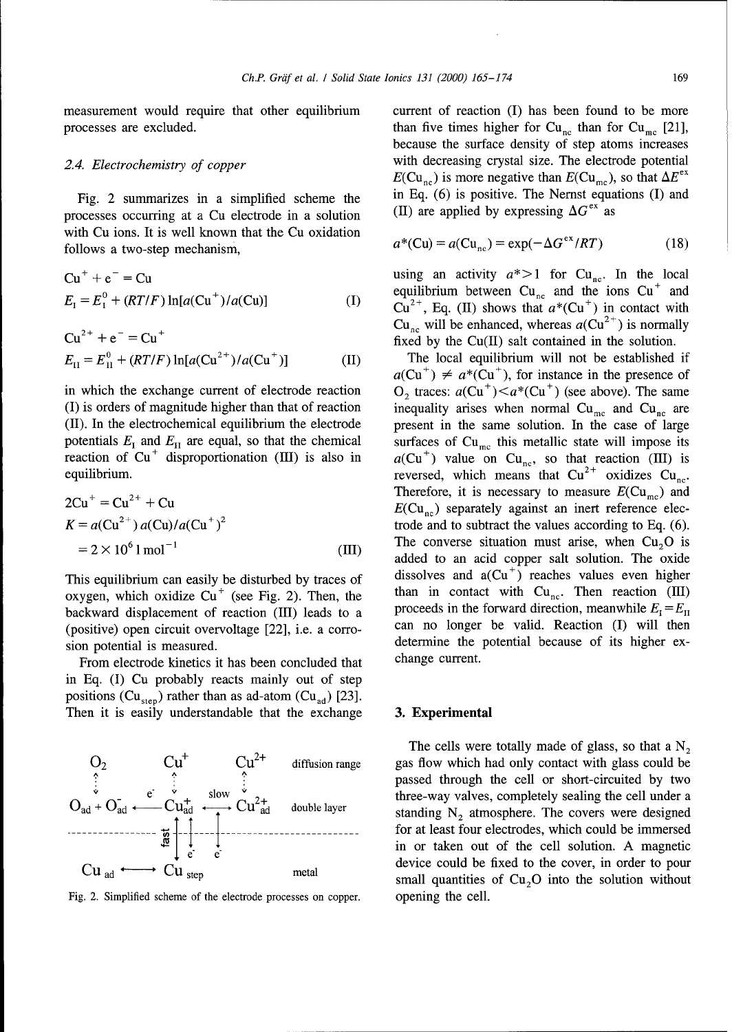measurement would require that other equilibrium processes are excluded.

### 2.4. Electrochemistry of copper

Fig. 2 summarizes in a simplified scheme the processes occurring at a Cu electrode in a solution with Cu ions. It is well known that the Cu oxidation follows a two-step mechanism,

$$Cu^{+} + e^{-} = Cu$$
$$E_{I} = E_{I}^{0} + (RT/F)\ln[a(Cu^{+})/a(Cu)] \qquad \text{(I)}$$

$$Cu^{2+} + e^{-} = Cu^{+}$$
$$E_{II} = E_{II}^{0} + (RT/F)\ln[a(Cu^{2+})/a(Cu^{+})] \qquad \text{(II)}$$

in which the exchange current of electrode reaction (I) is orders of magnitude higher than that of reaction (II). In the electrochemical equilibrium the electrode potentials $E_I$ and $E_{II}$ are equal, so that the chemical reaction of $Cu^{+}$ disproportionation (III) is also in equilibrium.

$$2Cu^{+} = Cu^{2+} + Cu$$
$$K = a(Cu^{2+})\,a(Cu)/a(Cu^{+})^{2}$$
$$= 2 \times 10^{6}\ \mathrm{l\,mol^{-1}} \qquad \text{(III)}$$

This equilibrium can easily be disturbed by traces of oxygen, which oxidize $Cu^{+}$ (see Fig. 2). Then, the backward displacement of reaction (III) leads to a (positive) open circuit overvoltage [22], i.e. a corrosion potential is measured.

From electrode kinetics it has been concluded that in Eq. (I) Cu probably reacts mainly out of step positions ($Cu_{step}$) rather than as ad-atom ($Cu_{ad}$) [23]. Then it is easily understandable that the exchange current of reaction (I) has been found to be more than five times higher for $Cu_{nc}$ than for $Cu_{mc}$ [21], because the surface density of step atoms increases with decreasing crystal size. The electrode potential $E(Cu_{nc})$ is more negative than $E(Cu_{mc})$, so that $\Delta E^{ex}$ in Eq. (6) is positive. The Nernst equations (I) and (II) are applied by expressing $\Delta G^{ex}$ as

$$a^{*}(Cu) = a(Cu_{nc}) = \exp(-\Delta G^{ex}/RT) \qquad (18)$$

using an activity $a^{*} > 1$ for $Cu_{nc}$. In the local equilibrium between $Cu_{nc}$ and the ions $Cu^{+}$ and $Cu^{2+}$, Eq. (II) shows that $a^{*}(Cu^{+})$ in contact with $Cu_{nc}$ will be enhanced, whereas $a(Cu^{2+})$ is normally fixed by the Cu(II) salt contained in the solution.

The local equilibrium will not be established if $a(Cu^{+}) \neq a^{*}(Cu^{+})$, for instance in the presence of $O_2$ traces: $a(Cu^{+}) < a^{*}(Cu^{+})$ (see above). The same inequality arises when normal $Cu_{mc}$ and $Cu_{nc}$ are present in the same solution. In the case of large surfaces of $Cu_{mc}$ this metallic state will impose its $a(Cu^{+})$ value on $Cu_{nc}$, so that reaction (III) is reversed, which means that $Cu^{2+}$ oxidizes $Cu_{nc}$. Therefore, it is necessary to measure $E(Cu_{mc})$ and $E(Cu_{nc})$ separately against an inert reference electrode and to subtract the values according to Eq. (6). The converse situation must arise, when $Cu_2O$ is added to an acid copper salt solution. The oxide dissolves and $a(Cu^{+})$ reaches values even higher than in contact with $Cu_{nc}$. Then reaction (III) proceeds in the forward direction, meanwhile $E_I = E_{II}$ can no longer be valid. Reaction (I) will then determine the potential because of its higher exchange current.

Fig. 2. Simplified scheme of the electrode processes on copper.

## 3. Experimental

The cells were totally made of glass, so that a $N_2$ gas flow which had only contact with glass could be passed through the cell or short-circuited by two three-way valves, completely sealing the cell under a standing $N_2$ atmosphere. The covers were designed for at least four electrodes, which could be immersed in or taken out of the cell solution. A magnetic device could be fixed to the cover, in order to pour small quantities of $Cu_2O$ into the solution without opening the cell.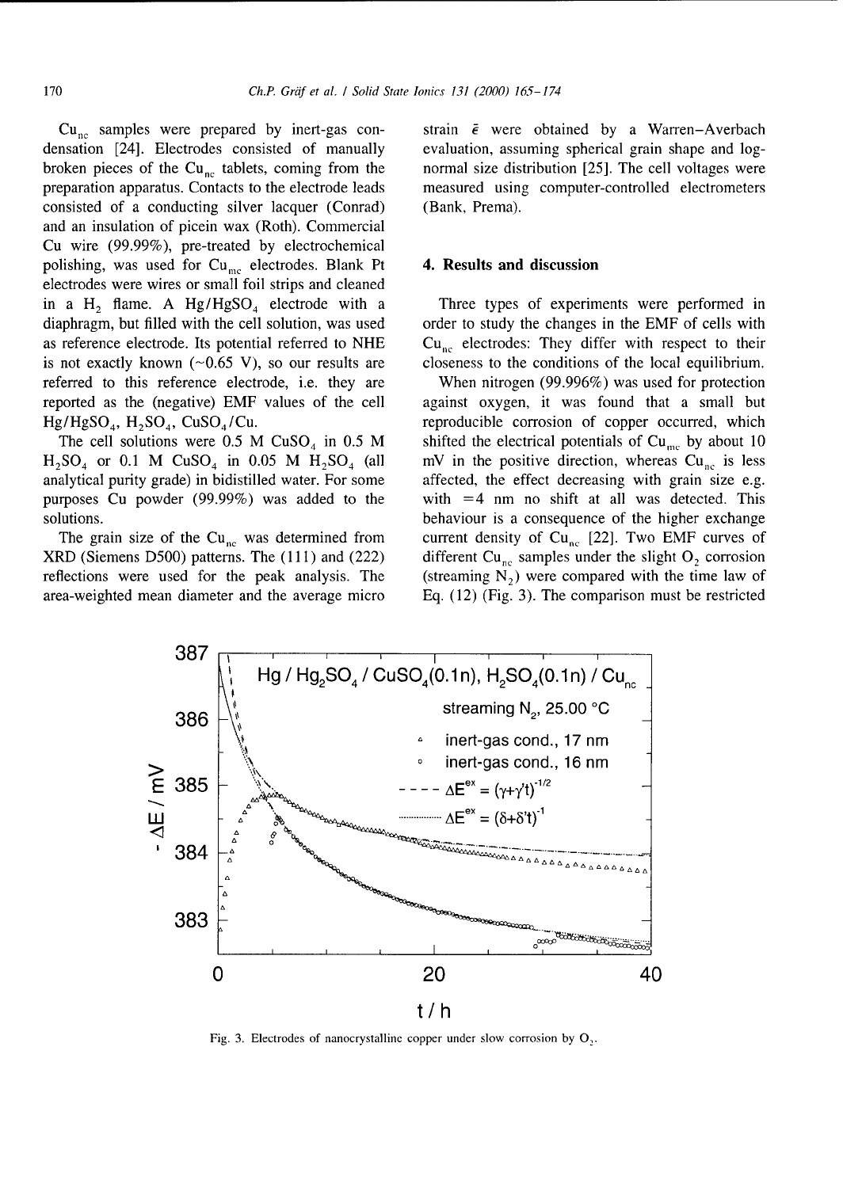$Cu_{nc}$ samples were prepared by inert-gas condensation [24]. Electrodes consisted of manually broken pieces of the $Cu_{nc}$ tablets, coming from the preparation apparatus. Contacts to the electrode leads consisted of a conducting silver lacquer (Conrad) and an insulation of picein wax (Roth). Commercial Cu wire (99.99%), pre-treated by electrochemical polishing, was used for $Cu_{mc}$ electrodes. Blank Pt electrodes were wires or small foil strips and cleaned in a $H_2$ flame. A $Hg/HgSO_4$ electrode with a diaphragm, but filled with the cell solution, was used as reference electrode. Its potential referred to NHE is not exactly known (~0.65 V), so our results are referred to this reference electrode, i.e. they are reported as the (negative) EMF values of the cell $Hg/HgSO_4$, $H_2SO_4$, $CuSO_4$/Cu.

The cell solutions were 0.5 M $CuSO_4$ in 0.5 M $H_2SO_4$ or 0.1 M $CuSO_4$ in 0.05 M $H_2SO_4$ (all analytical purity grade) in bidistilled water. For some purposes Cu powder (99.99%) was added to the solutions.

The grain size of the $Cu_{nc}$ was determined from XRD (Siemens D500) patterns. The (111) and (222) reflections were used for the peak analysis. The area-weighted mean diameter and the average micro strain $\bar{\epsilon}$ were obtained by a Warren–Averbach evaluation, assuming spherical grain shape and log-normal size distribution [25]. The cell voltages were measured using computer-controlled electrometers (Bank, Prema).

## 4. Results and discussion

Three types of experiments were performed in order to study the changes in the EMF of cells with $Cu_{nc}$ electrodes: They differ with respect to their closeness to the conditions of the local equilibrium.

When nitrogen (99.996%) was used for protection against oxygen, it was found that a small but reproducible corrosion of copper occurred, which shifted the electrical potentials of $Cu_{mc}$ by about 10 mV in the positive direction, whereas $Cu_{nc}$ is less affected, the effect decreasing with grain size e.g. with =4 nm no shift at all was detected. This behaviour is a consequence of the higher exchange current density of $Cu_{nc}$ [22]. Two EMF curves of different $Cu_{nc}$ samples under the slight $O_2$ corrosion (streaming $N_2$) were compared with the time law of Eq. (12) (Fig. 3). The comparison must be restricted

Fig. 3. Electrodes of nanocrystalline copper under slow corrosion by $O_2$.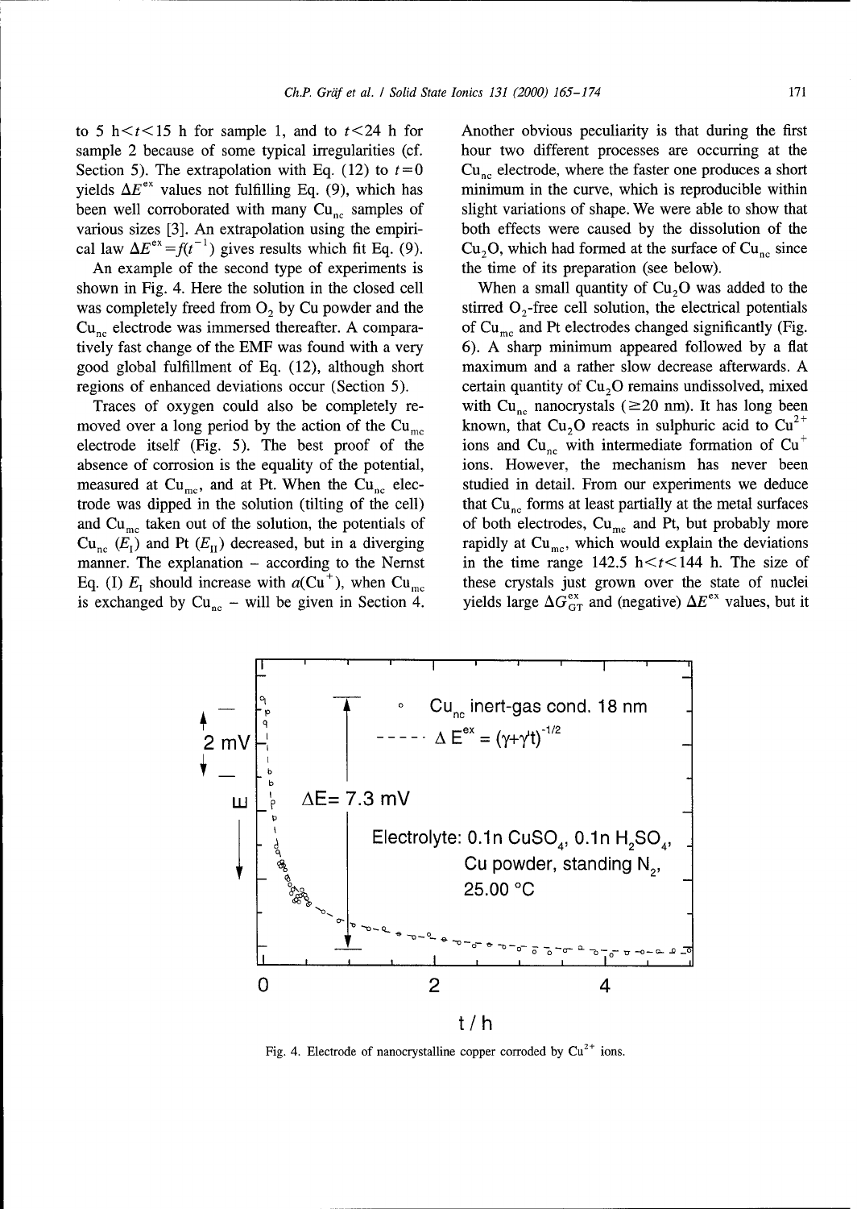to 5 h$<t<$15 h for sample 1, and to $t<$24 h for sample 2 because of some typical irregularities (cf. Section 5). The extrapolation with Eq. (12) to $t=0$ yields $\Delta E^{ex}$ values not fulfilling Eq. (9), which has been well corroborated with many $Cu_{nc}$ samples of various sizes [3]. An extrapolation using the empirical law $\Delta E^{ex}=f(t^{-1})$ gives results which fit Eq. (9).

An example of the second type of experiments is shown in Fig. 4. Here the solution in the closed cell was completely freed from $O_2$ by Cu powder and the $Cu_{nc}$ electrode was immersed thereafter. A comparatively fast change of the EMF was found with a very good global fulfillment of Eq. (12), although short regions of enhanced deviations occur (Section 5).

Traces of oxygen could also be completely removed over a long period by the action of the $Cu_{mc}$ electrode itself (Fig. 5). The best proof of the absence of corrosion is the equality of the potential, measured at $Cu_{mc}$, and at Pt. When the $Cu_{nc}$ electrode was dipped in the solution (tilting of the cell) and $Cu_{mc}$ taken out of the solution, the potentials of $Cu_{nc}$ ($E_I$) and Pt ($E_{II}$) decreased, but in a diverging manner. The explanation – according to the Nernst Eq. (I) $E_I$ should increase with $a(Cu^+)$, when $Cu_{mc}$ is exchanged by $Cu_{nc}$ – will be given in Section 4.

Another obvious peculiarity is that during the first hour two different processes are occurring at the $Cu_{nc}$ electrode, where the faster one produces a short minimum in the curve, which is reproducible within slight variations of shape. We were able to show that both effects were caused by the dissolution of the $Cu_2O$, which had formed at the surface of $Cu_{nc}$ since the time of its preparation (see below).

When a small quantity of $Cu_2O$ was added to the stirred $O_2$-free cell solution, the electrical potentials of $Cu_{mc}$ and Pt electrodes changed significantly (Fig. 6). A sharp minimum appeared followed by a flat maximum and a rather slow decrease afterwards. A certain quantity of $Cu_2O$ remains undissolved, mixed with $Cu_{nc}$ nanocrystals ($\geq$20 nm). It has long been known, that $Cu_2O$ reacts in sulphuric acid to $Cu^{2+}$ ions and $Cu_{nc}$ with intermediate formation of $Cu^+$ ions. However, the mechanism has never been studied in detail. From our experiments we deduce that $Cu_{nc}$ forms at least partially at the metal surfaces of both electrodes, $Cu_{mc}$ and Pt, but probably more rapidly at $Cu_{mc}$, which would explain the deviations in the time range 142.5 h$<t<$144 h. The size of these crystals just grown over the state of nuclei yields large $\Delta G_{GT}^{ex}$ and (negative) $\Delta E^{ex}$ values, but it

Fig. 4. Electrode of nanocrystalline copper corroded by $Cu^{2+}$ ions.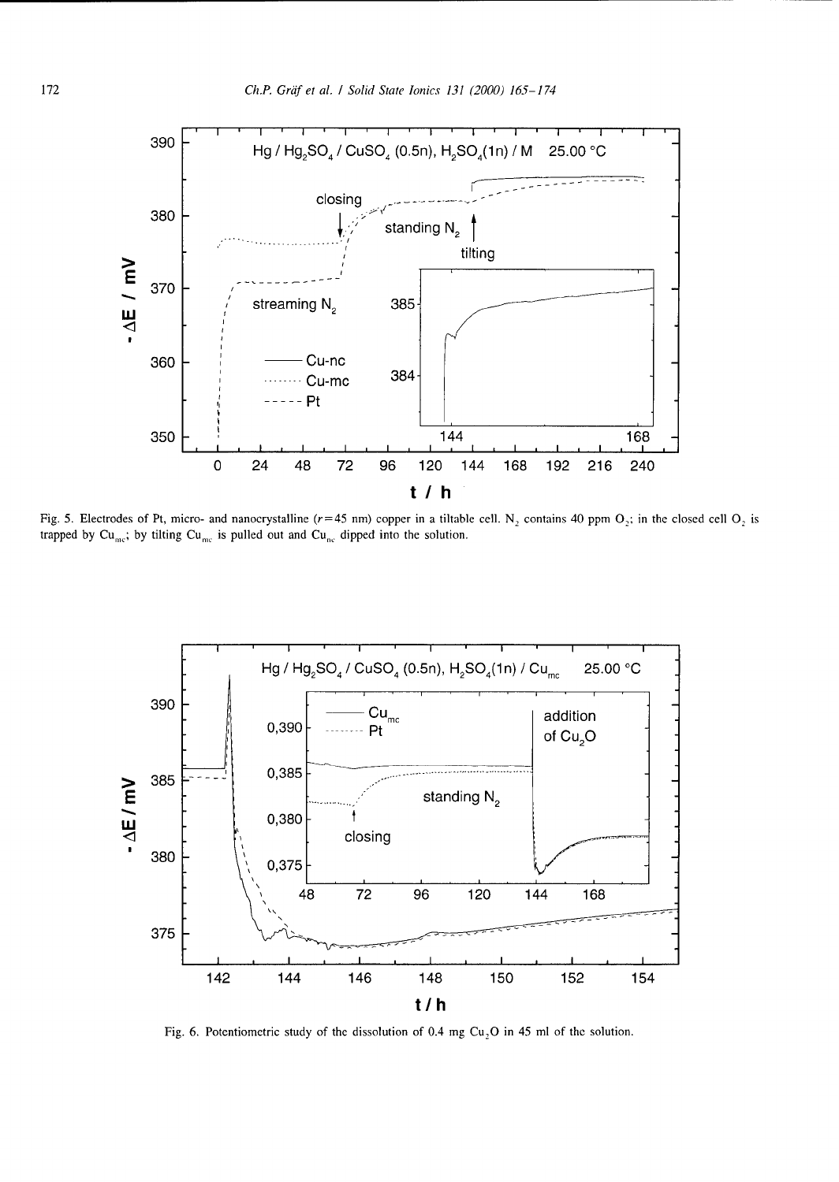Fig. 5. Electrodes of Pt, micro- and nanocrystalline ($r = 45$ nm) copper in a tiltable cell. $N_2$ contains 40 ppm $O_2$; in the closed cell $O_2$ is trapped by $Cu_{mc}$; by tilting $Cu_{mc}$ is pulled out and $Cu_{nc}$ dipped into the solution.

Fig. 6. Potentiometric study of the dissolution of 0.4 mg $Cu_2O$ in 45 ml of the solution.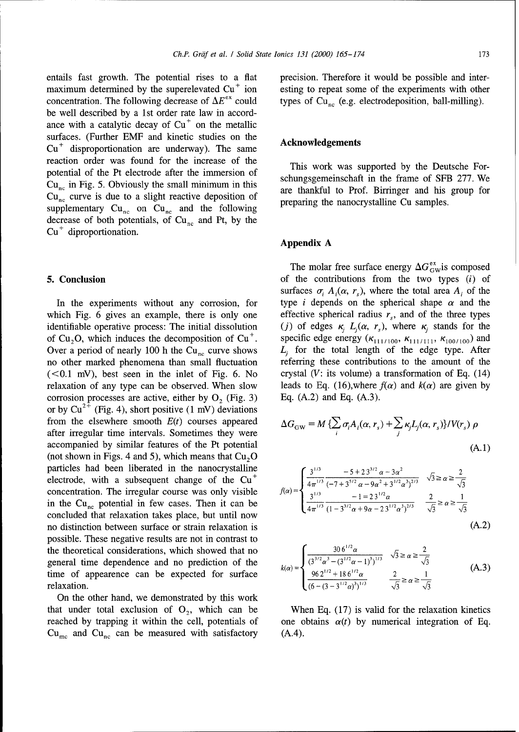entails fast growth. The potential rises to a flat maximum determined by the superelevated $Cu^+$ ion concentration. The following decrease of $\Delta E^{ex}$ could be well described by a 1st order rate law in accordance with a catalytic decay of $Cu^+$ on the metallic surfaces. (Further EMF and kinetic studies on the $Cu^+$ disproportionation are underway). The same reaction order was found for the increase of the potential of the Pt electrode after the immersion of $Cu_{nc}$ in Fig. 5. Obviously the small minimum in this $Cu_{nc}$ curve is due to a slight reactive deposition of supplementary $Cu_{nc}$ on $Cu_{nc}$ and the following decrease of both potentials, of $Cu_{nc}$ and Pt, by the $Cu^+$ diproportionation.

## 5. Conclusion

In the experiments without any corrosion, for which Fig. 6 gives an example, there is only one identifiable operative process: The initial dissolution of $Cu_2O$, which induces the decomposition of $Cu^+$. Over a period of nearly 100 h the $Cu_{nc}$ curve shows no other marked phenomena than small fluctuation (<0.1 mV), best seen in the inlet of Fig. 6. No relaxation of any type can be observed. When slow corrosion processes are active, either by $O_2$ (Fig. 3) or by $Cu^{2+}$ (Fig. 4), short positive (1 mV) deviations from the elsewhere smooth $E(t)$ courses appeared after irregular time intervals. Sometimes they were accompanied by similar features of the Pt potential (not shown in Figs. 4 and 5), which means that $Cu_2O$ particles had been liberated in the nanocrystalline electrode, with a subsequent change of the $Cu^+$ concentration. The irregular course was only visible in the $Cu_{nc}$ potential in few cases. Then it can be concluded that relaxation takes place, but until now no distinction between surface or strain relaxation is possible. These negative results are not in contrast to the theoretical considerations, which showed that no general time dependence and no prediction of the time of appearence can be expected for surface relaxation.

On the other hand, we demonstrated by this work that under total exclusion of $O_2$, which can be reached by trapping it within the cell, potentials of $Cu_{mc}$ and $Cu_{nc}$ can be measured with satisfactory precision. Therefore it would be possible and interesting to repeat some of the experiments with other types of $Cu_{nc}$ (e.g. electrodeposition, ball-milling).

## Acknowledgements

This work was supported by the Deutsche Forschungsgemeinschaft in the frame of SFB 277. We are thankful to Prof. Birringer and his group for preparing the nanocrystalline Cu samples.

## Appendix A

The molar free surface energy $\Delta G^{ex}_{GW}$ is composed of the contributions from the two types ($i$) of surfaces $\sigma_i\, A_i(\alpha, r_s)$, where the total area $A_i$ of the type $i$ depends on the spherical shape $\alpha$ and the effective spherical radius $r_s$, and of the three types ($j$) of edges $\kappa_j\, L_j(\alpha, r_s)$, where $\kappa_j$ stands for the specific edge energy ($\kappa_{111/100}$, $\kappa_{111/111}$, $\kappa_{100/100}$) and $L_j$ for the total length of the edge type. After referring these contributions to the amount of the crystal ($V$: its volume) a transformation of Eq. (14) leads to Eq. (16),where $f(\alpha)$ and $k(\alpha)$ are given by Eq. (A.2) and Eq. (A.3).

$$\Delta G_{GW} = M\,\{\sum_i \sigma_i A_i(\alpha, r_s) + \sum_j \kappa_j L_j(\alpha, r_s)\}/V(r_s)\,\rho \tag{A.1}$$

$$f(\alpha) = \begin{cases} \dfrac{3^{1/3}}{4\pi^{1/3}} \dfrac{-5 + 2\,3^{3/2}\,\alpha - 3\alpha^2}{(-7 + 3^{5/2}\,\alpha - 9\alpha^2 + 3^{1/2}\alpha^3)^{2/3}} & \sqrt{3} \geq \alpha \geq \dfrac{2}{\sqrt{3}} \\ \dfrac{3^{1/3}}{4\pi^{1/3}} \dfrac{-1 = 2\,3^{1/2}\alpha}{(1 - 3^{3/2}\alpha + 9\alpha - 2\,3^{1/2}\alpha^3)^{2/3}} & \dfrac{2}{\sqrt{3}} \geq \alpha \geq \dfrac{1}{\sqrt{3}} \end{cases} \tag{A.2}$$

$$k(\alpha) = \begin{cases} \dfrac{30\,6^{1/2}\alpha}{(3^{3/2}\alpha^3 - (3^{1/2}\alpha - 1)^3)^{1/3}} & \sqrt{3} \geq \alpha \geq \dfrac{2}{\sqrt{3}} \\ \dfrac{96\,2^{1/2} + 18\,6^{1/2}\alpha}{(6 - (3 - 3^{1/2}\alpha)^3)^{1/3}} & \dfrac{2}{\sqrt{3}} \geq \alpha \geq \dfrac{1}{\sqrt{3}} \end{cases} \tag{A.3}$$

When Eq. (17) is valid for the relaxation kinetics one obtains $\alpha(t)$ by numerical integration of Eq. (A.4).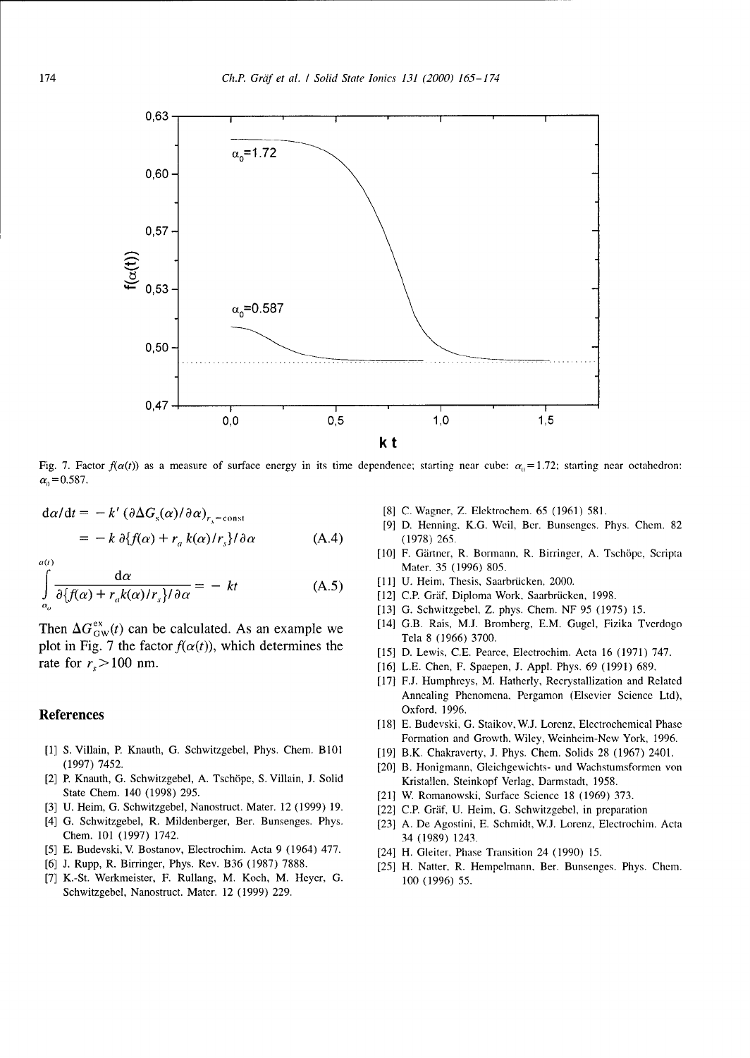0,63

0,60

0,57

f(α(t))

0,53

0,50

0,47

$\alpha_0$=1.72

$\alpha_0$=0.587

0,0

0,5

1,0

1,5

k t

Fig. 7. Factor $f(\alpha(t))$ as a measure of surface energy in its time dependence; starting near cube: $\alpha_0 = 1.72$; starting near octahedron: $\alpha_0 = 0.587$.

$$\mathrm{d}\alpha/\mathrm{d}t = -k'\,(\partial \Delta G_s(\alpha)/\partial \alpha)_{r_s=\mathrm{const}}$$
$$= -k\,\partial\{f(\alpha) + r_a\,k(\alpha)/r_s\}/\partial \alpha \qquad \text{(A.4)}$$

$$\int_{\alpha_o}^{\alpha(t)} \frac{\mathrm{d}\alpha}{\partial\{f(\alpha) + r_a k(\alpha)/r_s\}/\partial \alpha} = -\,kt \qquad \text{(A.5)}$$

Then $\Delta G_{\mathrm{GW}}^{\mathrm{ex}}(t)$ can be calculated. As an example we plot in Fig. 7 the factor $f(\alpha(t))$, which determines the rate for $r_s > 100$ nm.

## References

[1] S. Villain, P. Knauth, G. Schwitzgebel, Phys. Chem. B101 (1997) 7452.

[2] P. Knauth, G. Schwitzgebel, A. Tschöpe, S. Villain, J. Solid State Chem. 140 (1998) 295.

[3] U. Heim, G. Schwitzgebel, Nanostruct. Mater. 12 (1999) 19.

[4] G. Schwitzgebel, R. Mildenberger, Ber. Bunsenges. Phys. Chem. 101 (1997) 1742.

[5] E. Budevski, V. Bostanov, Electrochim. Acta 9 (1964) 477.

[6] J. Rupp, R. Birringer, Phys. Rev. B36 (1987) 7888.

[7] K.-St. Werkmeister, F. Rullang, M. Koch, M. Heyer, G. Schwitzgebel, Nanostruct. Mater. 12 (1999) 229.

[8] C. Wagner, Z. Elektrochem. 65 (1961) 581.

[9] D. Henning, K.G. Weil, Ber. Bunsenges. Phys. Chem. 82 (1978) 265.

[10] F. Gärtner, R. Bormann, R. Birringer, A. Tschöpe, Scripta Mater. 35 (1996) 805.

[11] U. Heim, Thesis, Saarbrücken, 2000.

[12] C.P. Gräf, Diploma Work, Saarbrücken, 1998.

[13] G. Schwitzgebel, Z. phys. Chem. NF 95 (1975) 15.

[14] G.B. Rais, M.J. Bromberg, E.M. Gugel, Fizika Tverdogo Tela 8 (1966) 3700.

[15] D. Lewis, C.E. Pearce, Electrochim. Acta 16 (1971) 747.

[16] L.E. Chen, F. Spaepen, J. Appl. Phys. 69 (1991) 689.

[17] F.J. Humphreys, M. Hatherly, Recrystallization and Related Annealing Phenomena, Pergamon (Elsevier Science Ltd), Oxford, 1996.

[18] E. Budevski, G. Staikov, W.J. Lorenz, Electrochemical Phase Formation and Growth, Wiley, Weinheim-New York, 1996.

[19] B.K. Chakraverty, J. Phys. Chem. Solids 28 (1967) 2401.

[20] B. Honigmann, Gleichgewichts- und Wachstumsformen von Kristallen, Steinkopf Verlag, Darmstadt, 1958.

[21] W. Romanowski, Surface Science 18 (1969) 373.

[22] C.P. Gräf, U. Heim, G. Schwitzgebel, in preparation

[23] A. De Agostini, E. Schmidt, W.J. Lorenz, Electrochim. Acta 34 (1989) 1243.

[24] H. Gleiter, Phase Transition 24 (1990) 15.

[25] H. Natter, R. Hempelmann, Ber. Bunsenges. Phys. Chem. 100 (1996) 55.